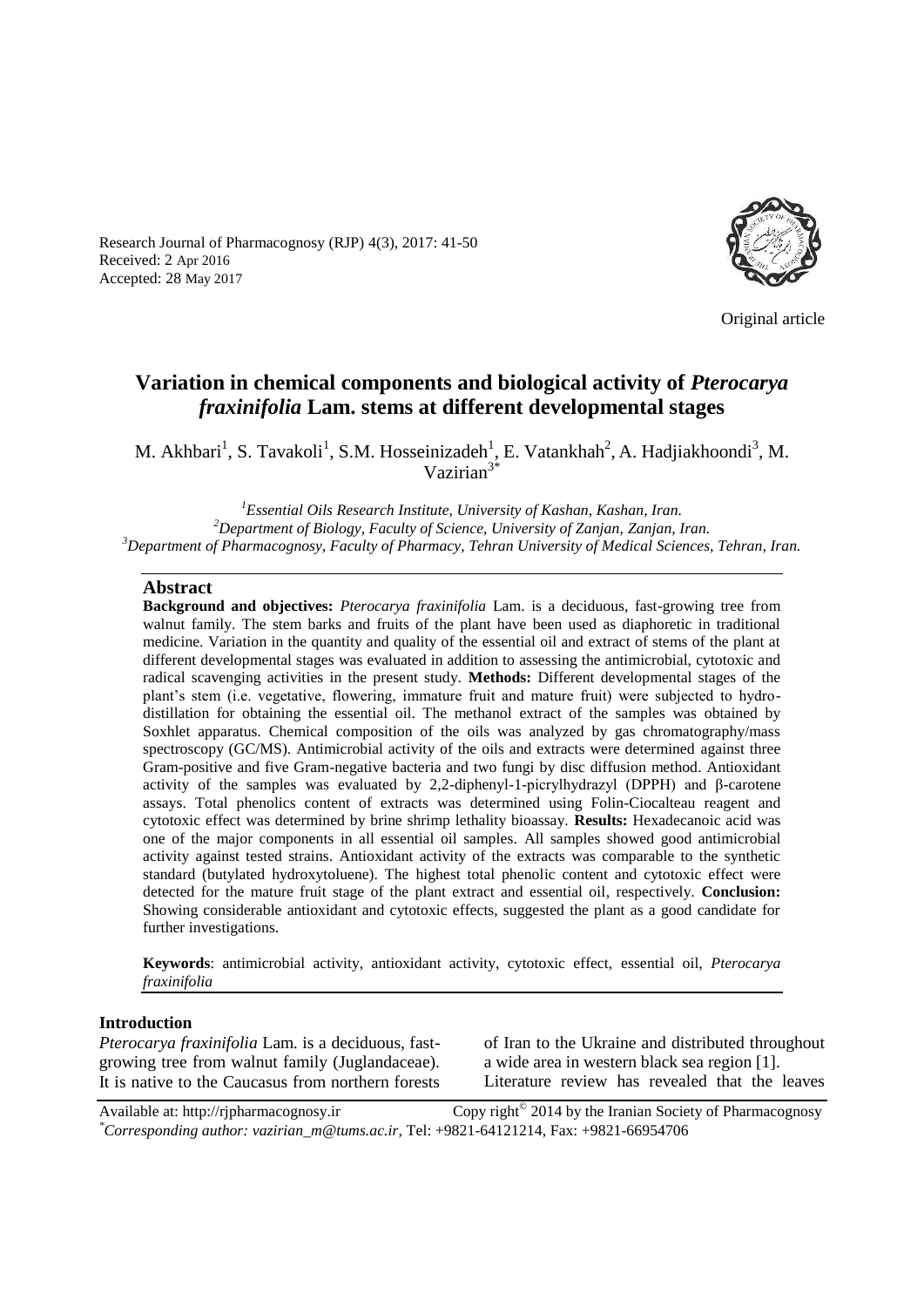Research Journal of Pharmacognosy (RJP) 4(3), 2017: 41-50
Received: 2 Apr 2016
Accepted: 28 May 2017

Original article

# Variation in chemical components and biological activity of *Pterocarya fraxinifolia* Lam. stems at different developmental stages

M. Akhbari[1], S. Tavakoli[1], S.M. Hosseinizadeh[1], E. Vatankhah[2], A. Hadjiakhoondi[3], M. Vazirian[3*]

[1]*Essential Oils Research Institute, University of Kashan, Kashan, Iran.*
[2]*Department of Biology, Faculty of Science, University of Zanjan, Zanjan, Iran.*
[3]*Department of Pharmacognosy, Faculty of Pharmacy, Tehran University of Medical Sciences, Tehran, Iran.*

## Abstract

**Background and objectives:** *Pterocarya fraxinifolia* Lam. is a deciduous, fast-growing tree from walnut family. The stem barks and fruits of the plant have been used as diaphoretic in traditional medicine. Variation in the quantity and quality of the essential oil and extract of stems of the plant at different developmental stages was evaluated in addition to assessing the antimicrobial, cytotoxic and radical scavenging activities in the present study. **Methods:** Different developmental stages of the plant's stem (i.e. vegetative, flowering, immature fruit and mature fruit) were subjected to hydro-distillation for obtaining the essential oil. The methanol extract of the samples was obtained by Soxhlet apparatus. Chemical composition of the oils was analyzed by gas chromatography/mass spectroscopy (GC/MS). Antimicrobial activity of the oils and extracts were determined against three Gram-positive and five Gram-negative bacteria and two fungi by disc diffusion method. Antioxidant activity of the samples was evaluated by 2,2-diphenyl-1-picrylhydrazyl (DPPH) and β-carotene assays. Total phenolics content of extracts was determined using Folin-Ciocalteau reagent and cytotoxic effect was determined by brine shrimp lethality bioassay. **Results:** Hexadecanoic acid was one of the major components in all essential oil samples. All samples showed good antimicrobial activity against tested strains. Antioxidant activity of the extracts was comparable to the synthetic standard (butylated hydroxytoluene). The highest total phenolic content and cytotoxic effect were detected for the mature fruit stage of the plant extract and essential oil, respectively. **Conclusion:** Showing considerable antioxidant and cytotoxic effects, suggested the plant as a good candidate for further investigations.

**Keywords**: antimicrobial activity, antioxidant activity, cytotoxic effect, essential oil, *Pterocarya fraxinifolia*

## Introduction

*Pterocarya fraxinifolia* Lam. is a deciduous, fast-growing tree from walnut family (Juglandaceae). It is native to the Caucasus from northern forests of Iran to the Ukraine and distributed throughout a wide area in western black sea region [1]. Literature review has revealed that the leaves

Available at: http://rjpharmacognosy.ir Copy right© 2014 by the Iranian Society of Pharmacognosy
[*]*Corresponding author: vazirian_m@tums.ac.ir*, Tel: +9821-64121214, Fax: +9821-66954706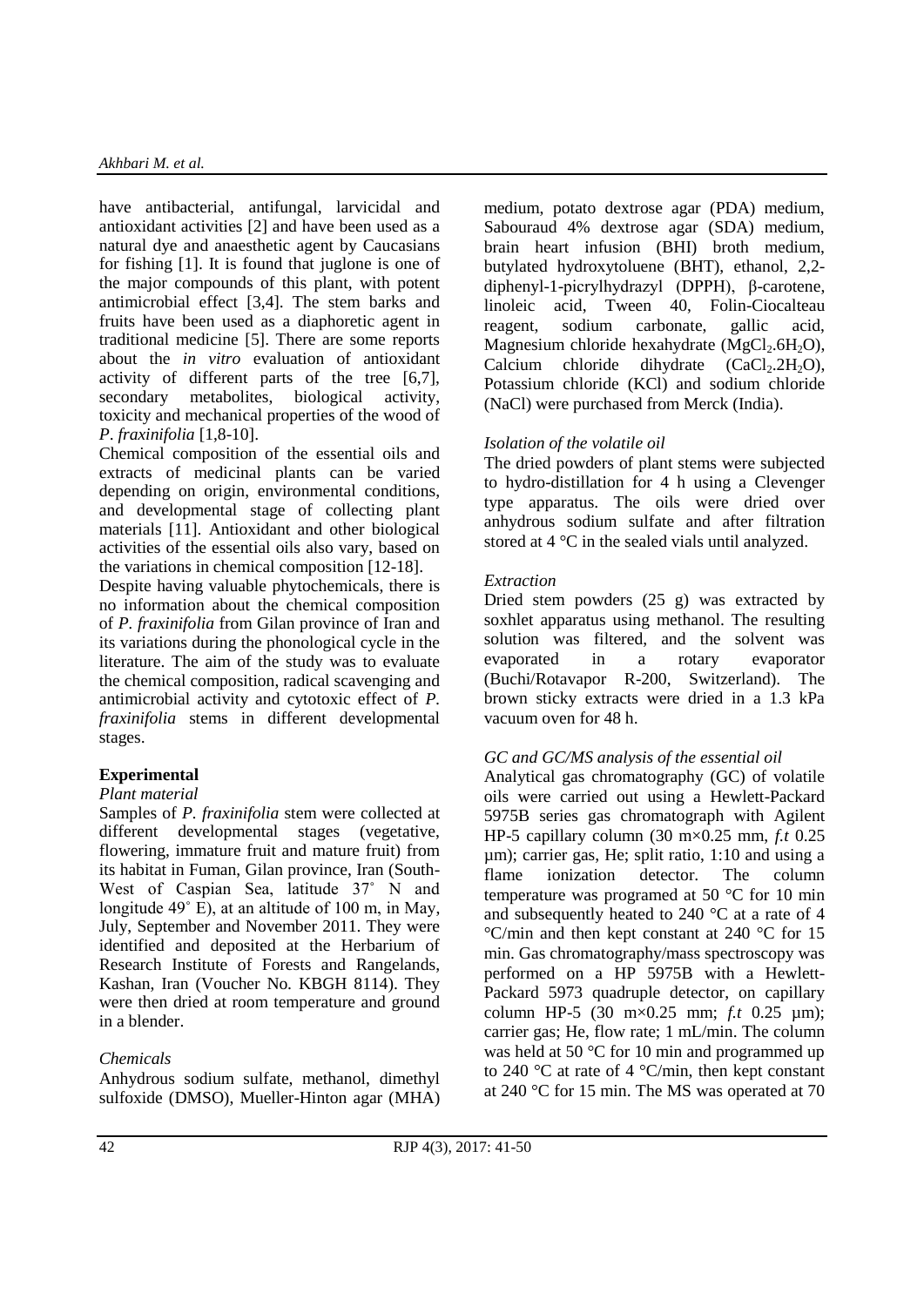have antibacterial, antifungal, larvicidal and antioxidant activities [2] and have been used as a natural dye and anaesthetic agent by Caucasians for fishing [1]. It is found that juglone is one of the major compounds of this plant, with potent antimicrobial effect [3,4]. The stem barks and fruits have been used as a diaphoretic agent in traditional medicine [5]. There are some reports about the *in vitro* evaluation of antioxidant activity of different parts of the tree [6,7], secondary metabolites, biological activity, toxicity and mechanical properties of the wood of *P. fraxinifolia* [1,8-10].

Chemical composition of the essential oils and extracts of medicinal plants can be varied depending on origin, environmental conditions, and developmental stage of collecting plant materials [11]. Antioxidant and other biological activities of the essential oils also vary, based on the variations in chemical composition [12-18].

Despite having valuable phytochemicals, there is no information about the chemical composition of *P. fraxinifolia* from Gilan province of Iran and its variations during the phonological cycle in the literature. The aim of the study was to evaluate the chemical composition, radical scavenging and antimicrobial activity and cytotoxic effect of *P. fraxinifolia* stems in different developmental stages.

## Experimental

### *Plant material*

Samples of *P. fraxinifolia* stem were collected at different developmental stages (vegetative, flowering, immature fruit and mature fruit) from its habitat in Fuman, Gilan province, Iran (South-West of Caspian Sea, latitude 37˚ N and longitude 49˚ E), at an altitude of 100 m, in May, July, September and November 2011. They were identified and deposited at the Herbarium of Research Institute of Forests and Rangelands, Kashan, Iran (Voucher No. KBGH 8114). They were then dried at room temperature and ground in a blender.

### *Chemicals*

Anhydrous sodium sulfate, methanol, dimethyl sulfoxide (DMSO), Mueller-Hinton agar (MHA) medium, potato dextrose agar (PDA) medium, Sabouraud 4% dextrose agar (SDA) medium, brain heart infusion (BHI) broth medium, butylated hydroxytoluene (BHT), ethanol, 2,2-diphenyl-1-picrylhydrazyl (DPPH), β-carotene, linoleic acid, Tween 40, Folin-Ciocalteau reagent, sodium carbonate, gallic acid, Magnesium chloride hexahydrate ($MgCl_2.6H_2O$), Calcium chloride dihydrate ($CaCl_2.2H_2O$), Potassium chloride (KCl) and sodium chloride (NaCl) were purchased from Merck (India).

### *Isolation of the volatile oil*

The dried powders of plant stems were subjected to hydro-distillation for 4 h using a Clevenger type apparatus. The oils were dried over anhydrous sodium sulfate and after filtration stored at 4 °C in the sealed vials until analyzed.

### *Extraction*

Dried stem powders (25 g) was extracted by soxhlet apparatus using methanol. The resulting solution was filtered, and the solvent was evaporated in a rotary evaporator (Buchi/Rotavapor R-200, Switzerland). The brown sticky extracts were dried in a 1.3 kPa vacuum oven for 48 h.

### *GC and GC/MS analysis of the essential oil*

Analytical gas chromatography (GC) of volatile oils were carried out using a Hewlett-Packard 5975B series gas chromatograph with Agilent HP-5 capillary column (30 m×0.25 mm, *f.t* 0.25 µm); carrier gas, He; split ratio, 1:10 and using a flame ionization detector. The column temperature was programed at 50 °C for 10 min and subsequently heated to 240 °C at a rate of 4 °C/min and then kept constant at 240 °C for 15 min. Gas chromatography/mass spectroscopy was performed on a HP 5975B with a Hewlett-Packard 5973 quadruple detector, on capillary column HP-5 (30 m×0.25 mm; *f.t* 0.25 µm); carrier gas; He, flow rate; 1 mL/min. The column was held at 50 °C for 10 min and programmed up to 240 °C at rate of 4 °C/min, then kept constant at 240 °C for 15 min. The MS was operated at 70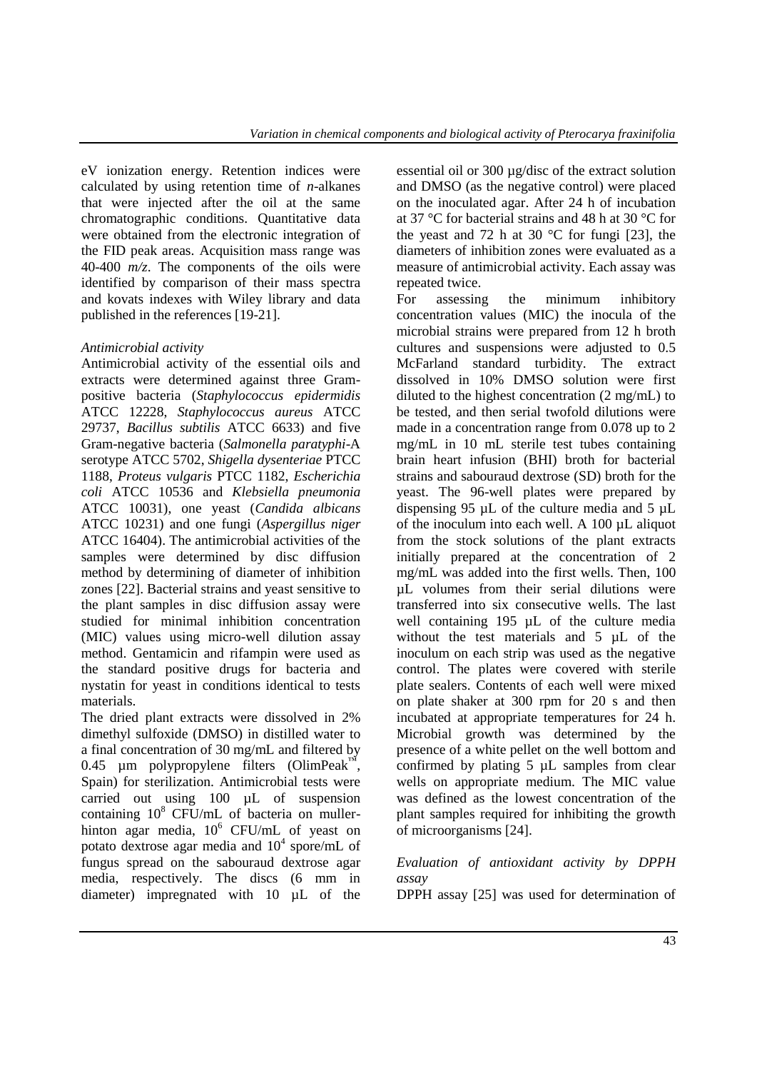eV ionization energy. Retention indices were calculated by using retention time of *n*-alkanes that were injected after the oil at the same chromatographic conditions. Quantitative data were obtained from the electronic integration of the FID peak areas. Acquisition mass range was 40-400 *m/z*. The components of the oils were identified by comparison of their mass spectra and kovats indexes with Wiley library and data published in the references [19-21].

*Antimicrobial activity*

Antimicrobial activity of the essential oils and extracts were determined against three Gram-positive bacteria (*Staphylococcus epidermidis* ATCC 12228, *Staphylococcus aureus* ATCC 29737, *Bacillus subtilis* ATCC 6633) and five Gram-negative bacteria (*Salmonella paratyphi*-A serotype ATCC 5702, *Shigella dysenteriae* PTCC 1188, *Proteus vulgaris* PTCC 1182, *Escherichia coli* ATCC 10536 and *Klebsiella pneumonia* ATCC 10031), one yeast (*Candida albicans* ATCC 10231) and one fungi (*Aspergillus niger* ATCC 16404). The antimicrobial activities of the samples were determined by disc diffusion method by determining of diameter of inhibition zones [22]. Bacterial strains and yeast sensitive to the plant samples in disc diffusion assay were studied for minimal inhibition concentration (MIC) values using micro-well dilution assay method. Gentamicin and rifampin were used as the standard positive drugs for bacteria and nystatin for yeast in conditions identical to tests materials.

The dried plant extracts were dissolved in 2% dimethyl sulfoxide (DMSO) in distilled water to a final concentration of 30 mg/mL and filtered by 0.45 µm polypropylene filters (OlimPeak™, Spain) for sterilization. Antimicrobial tests were carried out using 100 µL of suspension containing $10^8$ CFU/mL of bacteria on muller-hinton agar media, $10^6$ CFU/mL of yeast on potato dextrose agar media and $10^4$ spore/mL of fungus spread on the sabouraud dextrose agar media, respectively. The discs (6 mm in diameter) impregnated with 10 µL of the essential oil or 300 µg/disc of the extract solution and DMSO (as the negative control) were placed on the inoculated agar. After 24 h of incubation at 37 °C for bacterial strains and 48 h at 30 °C for the yeast and 72 h at 30 °C for fungi [23], the diameters of inhibition zones were evaluated as a measure of antimicrobial activity. Each assay was repeated twice.

For assessing the minimum inhibitory concentration values (MIC) the inocula of the microbial strains were prepared from 12 h broth cultures and suspensions were adjusted to 0.5 McFarland standard turbidity. The extract dissolved in 10% DMSO solution were first diluted to the highest concentration (2 mg/mL) to be tested, and then serial twofold dilutions were made in a concentration range from 0.078 up to 2 mg/mL in 10 mL sterile test tubes containing brain heart infusion (BHI) broth for bacterial strains and sabouraud dextrose (SD) broth for the yeast. The 96-well plates were prepared by dispensing 95 µL of the culture media and 5 µL of the inoculum into each well. A 100 µL aliquot from the stock solutions of the plant extracts initially prepared at the concentration of 2 mg/mL was added into the first wells. Then, 100 µL volumes from their serial dilutions were transferred into six consecutive wells. The last well containing 195 µL of the culture media without the test materials and 5 µL of the inoculum on each strip was used as the negative control. The plates were covered with sterile plate sealers. Contents of each well were mixed on plate shaker at 300 rpm for 20 s and then incubated at appropriate temperatures for 24 h. Microbial growth was determined by the presence of a white pellet on the well bottom and confirmed by plating 5 µL samples from clear wells on appropriate medium. The MIC value was defined as the lowest concentration of the plant samples required for inhibiting the growth of microorganisms [24].

*Evaluation of antioxidant activity by DPPH assay*

DPPH assay [25] was used for determination of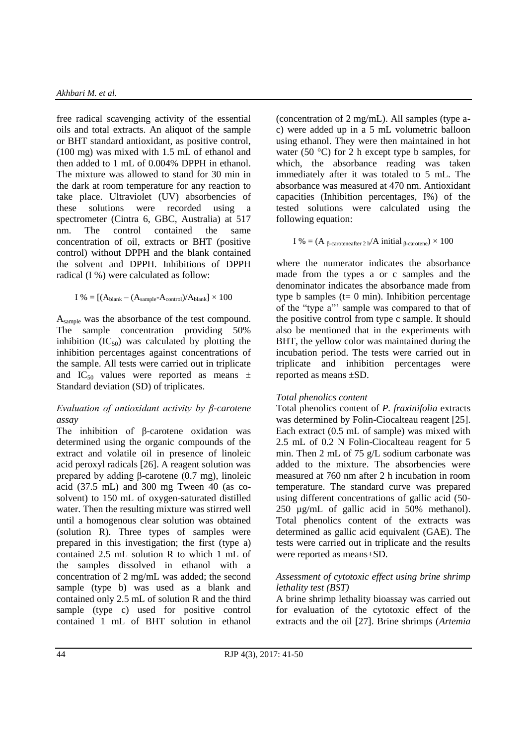free radical scavenging activity of the essential oils and total extracts. An aliquot of the sample or BHT standard antioxidant, as positive control, (100 mg) was mixed with 1.5 mL of ethanol and then added to 1 mL of 0.004% DPPH in ethanol. The mixture was allowed to stand for 30 min in the dark at room temperature for any reaction to take place. Ultraviolet (UV) absorbencies of these solutions were recorded using a spectrometer (Cintra 6, GBC, Australia) at 517 nm. The control contained the same concentration of oil, extracts or BHT (positive control) without DPPH and the blank contained the solvent and DPPH. Inhibitions of DPPH radical (I %) were calculated as follow:

$$I\ \% = [(A_{blank} - (A_{sample}\text{-}A_{control})/A_{blank}] \times 100$$

$A_{sample}$ was the absorbance of the test compound. The sample concentration providing 50% inhibition ($IC_{50}$) was calculated by plotting the inhibition percentages against concentrations of the sample. All tests were carried out in triplicate and $IC_{50}$ values were reported as means ± Standard deviation (SD) of triplicates.

### *Evaluation of antioxidant activity by β-carotene assay*

The inhibition of β-carotene oxidation was determined using the organic compounds of the extract and volatile oil in presence of linoleic acid peroxyl radicals [26]. A reagent solution was prepared by adding β-carotene (0.7 mg), linoleic acid (37.5 mL) and 300 mg Tween 40 (as co-solvent) to 150 mL of oxygen-saturated distilled water. Then the resulting mixture was stirred well until a homogenous clear solution was obtained (solution R). Three types of samples were prepared in this investigation; the first (type a) contained 2.5 mL solution R to which 1 mL of the samples dissolved in ethanol with a concentration of 2 mg/mL was added; the second sample (type b) was used as a blank and contained only 2.5 mL of solution R and the third sample (type c) used for positive control contained 1 mL of BHT solution in ethanol (concentration of 2 mg/mL). All samples (type a-c) were added up in a 5 mL volumetric balloon using ethanol. They were then maintained in hot water (50 °C) for 2 h except type b samples, for which, the absorbance reading was taken immediately after it was totaled to 5 mL. The absorbance was measured at 470 nm. Antioxidant capacities (Inhibition percentages, I%) of the tested solutions were calculated using the following equation:

$$I\ \% = (A_{\beta\text{-carotene after 2 h}}/A\ \text{initial}_{\beta\text{-carotene}}) \times 100$$

where the numerator indicates the absorbance made from the types a or c samples and the denominator indicates the absorbance made from type b samples (t= 0 min). Inhibition percentage of the "type a"' sample was compared to that of the positive control from type c sample. It should also be mentioned that in the experiments with BHT, the yellow color was maintained during the incubation period. The tests were carried out in triplicate and inhibition percentages were reported as means ±SD.

### *Total phenolics content*

Total phenolics content of *P. fraxinifolia* extracts was determined by Folin-Ciocalteau reagent [25]. Each extract (0.5 mL of sample) was mixed with 2.5 mL of 0.2 N Folin-Ciocalteau reagent for 5 min. Then 2 mL of 75 g/L sodium carbonate was added to the mixture. The absorbencies were measured at 760 nm after 2 h incubation in room temperature. The standard curve was prepared using different concentrations of gallic acid (50-250 µg/mL of gallic acid in 50% methanol). Total phenolics content of the extracts was determined as gallic acid equivalent (GAE). The tests were carried out in triplicate and the results were reported as means±SD.

### *Assessment of cytotoxic effect using brine shrimp lethality test (BST)*

A brine shrimp lethality bioassay was carried out for evaluation of the cytotoxic effect of the extracts and the oil [27]. Brine shrimps (*Artemia*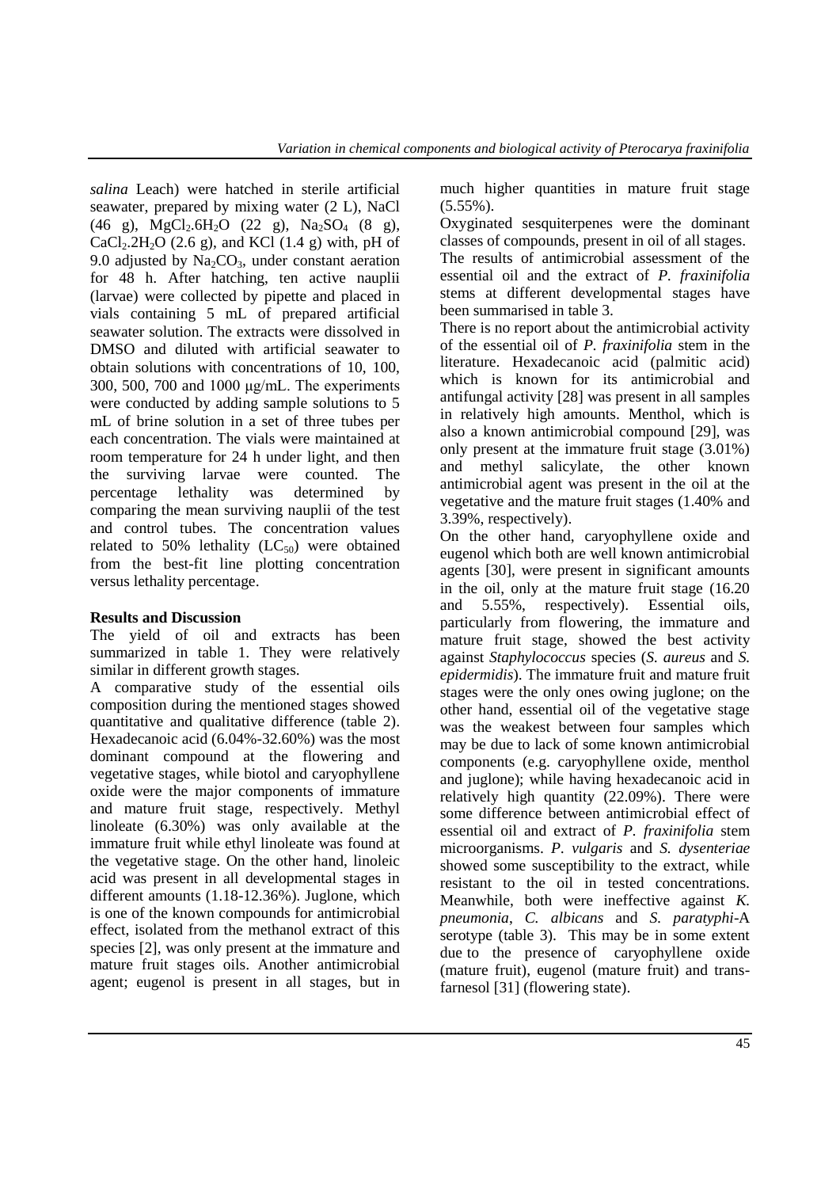*salina* Leach) were hatched in sterile artificial seawater, prepared by mixing water (2 L), NaCl (46 g), $MgCl_2.6H_2O$ (22 g), $Na_2SO_4$ (8 g), $CaCl_2.2H_2O$ (2.6 g), and KCl (1.4 g) with, pH of 9.0 adjusted by $Na_2CO_3$, under constant aeration for 48 h. After hatching, ten active nauplii (larvae) were collected by pipette and placed in vials containing 5 mL of prepared artificial seawater solution. The extracts were dissolved in DMSO and diluted with artificial seawater to obtain solutions with concentrations of 10, 100, 300, 500, 700 and 1000 μg/mL. The experiments were conducted by adding sample solutions to 5 mL of brine solution in a set of three tubes per each concentration. The vials were maintained at room temperature for 24 h under light, and then the surviving larvae were counted. The percentage lethality was determined by comparing the mean surviving nauplii of the test and control tubes. The concentration values related to 50% lethality ($LC_{50}$) were obtained from the best-fit line plotting concentration versus lethality percentage.

**Results and Discussion**

The yield of oil and extracts has been summarized in table 1. They were relatively similar in different growth stages.

A comparative study of the essential oils composition during the mentioned stages showed quantitative and qualitative difference (table 2). Hexadecanoic acid (6.04%-32.60%) was the most dominant compound at the flowering and vegetative stages, while biotol and caryophyllene oxide were the major components of immature and mature fruit stage, respectively. Methyl linoleate (6.30%) was only available at the immature fruit while ethyl linoleate was found at the vegetative stage. On the other hand, linoleic acid was present in all developmental stages in different amounts (1.18-12.36%). Juglone, which is one of the known compounds for antimicrobial effect, isolated from the methanol extract of this species [2], was only present at the immature and mature fruit stages oils. Another antimicrobial agent; eugenol is present in all stages, but in much higher quantities in mature fruit stage (5.55%).

Oxyginated sesquiterpenes were the dominant classes of compounds, present in oil of all stages.

The results of antimicrobial assessment of the essential oil and the extract of *P. fraxinifolia* stems at different developmental stages have been summarised in table 3.

There is no report about the antimicrobial activity of the essential oil of *P. fraxinifolia* stem in the literature. Hexadecanoic acid (palmitic acid) which is known for its antimicrobial and antifungal activity [28] was present in all samples in relatively high amounts. Menthol, which is also a known antimicrobial compound [29], was only present at the immature fruit stage (3.01%) and methyl salicylate, the other known antimicrobial agent was present in the oil at the vegetative and the mature fruit stages (1.40% and 3.39%, respectively).

On the other hand, caryophyllene oxide and eugenol which both are well known antimicrobial agents [30], were present in significant amounts in the oil, only at the mature fruit stage (16.20 and 5.55%, respectively). Essential oils, particularly from flowering, the immature and mature fruit stage, showed the best activity against *Staphylococcus* species (*S. aureus* and *S. epidermidis*). The immature fruit and mature fruit stages were the only ones owing juglone; on the other hand, essential oil of the vegetative stage was the weakest between four samples which may be due to lack of some known antimicrobial components (e.g. caryophyllene oxide, menthol and juglone); while having hexadecanoic acid in relatively high quantity (22.09%). There were some difference between antimicrobial effect of essential oil and extract of *P. fraxinifolia* stem microorganisms. *P. vulgaris* and *S. dysenteriae* showed some susceptibility to the extract, while resistant to the oil in tested concentrations. Meanwhile, both were ineffective against *K. pneumonia*, *C. albicans* and *S. paratyphi*-A serotype (table 3). This may be in some extent due to the presence of caryophyllene oxide (mature fruit), eugenol (mature fruit) and trans-farnesol [31] (flowering state).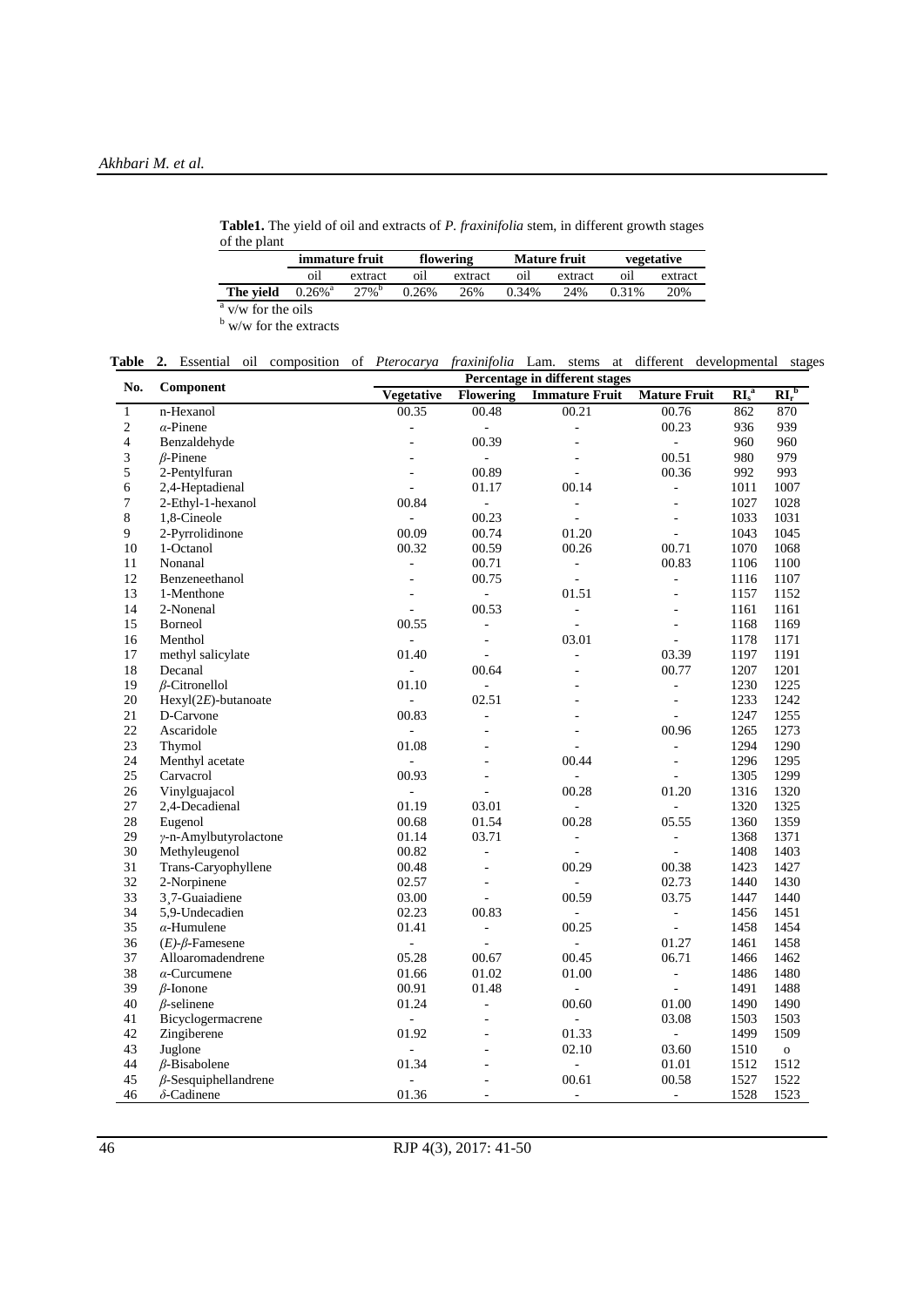**Table1.** The yield of oil and extracts of *P. fraxinifolia* stem, in different growth stages of the plant

| | immature fruit | | flowering | | Mature fruit | | vegetative | |
|---|---|---|---|---|---|---|---|---|
| | oil | extract | oil | extract | oil | extract | oil | extract |
| **The yield** | 0.26%[a] | 27%[b] | 0.26% | 26% | 0.34% | 24% | 0.31% | 20% |

[a] v/w for the oils

[b] w/w for the extracts

**Table 2.** Essential oil composition of *Pterocarya fraxinifolia* Lam. stems at different developmental stages

| No. | Component | Percentage in different stages | | | | | |
|---|---|---|---|---|---|---|---|
| | | Vegetative | Flowering | Immature Fruit | Mature Fruit | RI$_s$[a] | RI$_r$[b] |
| 1 | n-Hexanol | 00.35 | 00.48 | 00.21 | 00.76 | 862 | 870 |
| 2 | *α*-Pinene | - | - | - | 00.23 | 936 | 939 |
| 4 | Benzaldehyde | - | 00.39 | - | - | 960 | 960 |
| 3 | *β*-Pinene | - | - | - | 00.51 | 980 | 979 |
| 5 | 2-Pentylfuran | - | 00.89 | - | 00.36 | 992 | 993 |
| 6 | 2,4-Heptadienal | - | 01.17 | 00.14 | - | 1011 | 1007 |
| 7 | 2-Ethyl-1-hexanol | 00.84 | - | - | - | 1027 | 1028 |
| 8 | 1,8-Cineole | - | 00.23 | - | - | 1033 | 1031 |
| 9 | 2-Pyrrolidinone | 00.09 | 00.74 | 01.20 | - | 1043 | 1045 |
| 10 | 1-Octanol | 00.32 | 00.59 | 00.26 | 00.71 | 1070 | 1068 |
| 11 | Nonanal | - | 00.71 | - | 00.83 | 1106 | 1100 |
| 12 | Benzeneethanol | - | 00.75 | - | - | 1116 | 1107 |
| 13 | 1-Menthone | - | - | 01.51 | - | 1157 | 1152 |
| 14 | 2-Nonenal | - | 00.53 | - | - | 1161 | 1161 |
| 15 | Borneol | 00.55 | - | - | - | 1168 | 1169 |
| 16 | Menthol | - | - | 03.01 | - | 1178 | 1171 |
| 17 | methyl salicylate | 01.40 | - | - | 03.39 | 1197 | 1191 |
| 18 | Decanal | - | 00.64 | - | 00.77 | 1207 | 1201 |
| 19 | *β*-Citronellol | 01.10 | - | - | - | 1230 | 1225 |
| 20 | Hexyl(2*E*)-butanoate | - | 02.51 | - | - | 1233 | 1242 |
| 21 | D-Carvone | 00.83 | - | - | - | 1247 | 1255 |
| 22 | Ascaridole | - | - | - | 00.96 | 1265 | 1273 |
| 23 | Thymol | 01.08 | - | - | - | 1294 | 1290 |
| 24 | Menthyl acetate | - | - | 00.44 | - | 1296 | 1295 |
| 25 | Carvacrol | 00.93 | - | - | - | 1305 | 1299 |
| 26 | Vinylguajacol | - | - | 00.28 | 01.20 | 1316 | 1320 |
| 27 | 2,4-Decadienal | 01.19 | 03.01 | - | - | 1320 | 1325 |
| 28 | Eugenol | 00.68 | 01.54 | 00.28 | 05.55 | 1360 | 1359 |
| 29 | *γ*-n-Amylbutyrolactone | 01.14 | 03.71 | - | - | 1368 | 1371 |
| 30 | Methyleugenol | 00.82 | - | - | - | 1408 | 1403 |
| 31 | Trans-Caryophyllene | 00.48 | - | 00.29 | 00.38 | 1423 | 1427 |
| 32 | 2-Norpinene | 02.57 | - | - | 02.73 | 1440 | 1430 |
| 33 | 3,7-Guaiadiene | 03.00 | - | 00.59 | 03.75 | 1447 | 1440 |
| 34 | 5,9-Undecadien | 02.23 | 00.83 | - | - | 1456 | 1451 |
| 35 | *α*-Humulene | 01.41 | - | 00.25 | - | 1458 | 1454 |
| 36 | (*E*)-*β*-Famesene | - | - | - | 01.27 | 1461 | 1458 |
| 37 | Alloaromadendrene | 05.28 | 00.67 | 00.45 | 06.71 | 1466 | 1462 |
| 38 | *α*-Curcumene | 01.66 | 01.02 | 01.00 | - | 1486 | 1480 |
| 39 | *β*-Ionone | 00.91 | 01.48 | - | - | 1491 | 1488 |
| 40 | *β*-selinene | 01.24 | - | 00.60 | 01.00 | 1490 | 1490 |
| 41 | Bicyclogermacrene | - | - | - | 03.08 | 1503 | 1503 |
| 42 | Zingiberene | 01.92 | - | 01.33 | - | 1499 | 1509 |
| 43 | Juglone | - | - | 02.10 | 03.60 | 1510 | o |
| 44 | *β*-Bisabolene | 01.34 | - | - | 01.01 | 1512 | 1512 |
| 45 | *β*-Sesquiphellandrene | - | - | 00.61 | 00.58 | 1527 | 1522 |
| 46 | *δ*-Cadinene | 01.36 | - | - | - | 1528 | 1523 |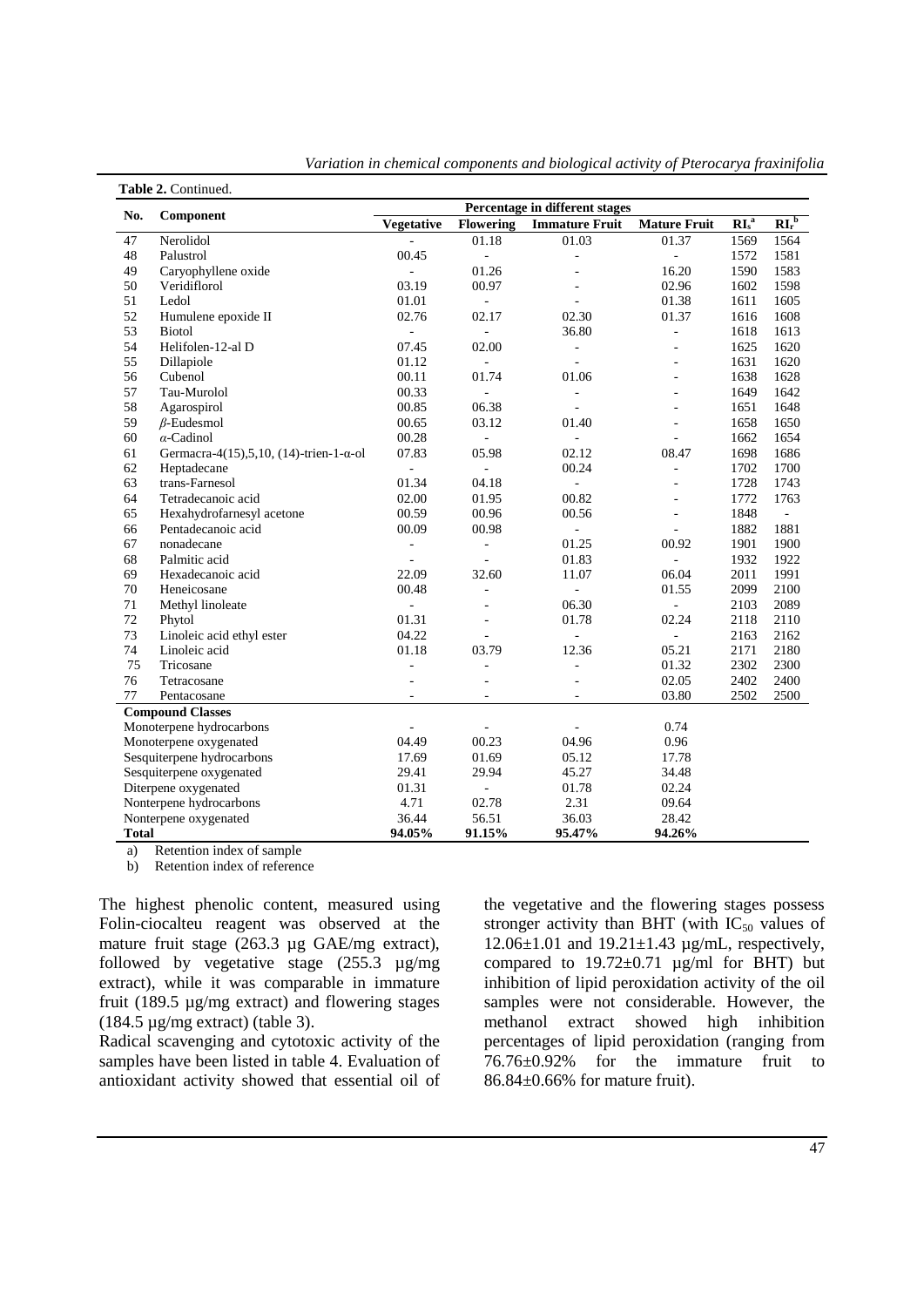**Table 2.** Continued.

| No. | Component | Percentage in different stages | | | | | |
|---|---|---|---|---|---|---|---|
| | | Vegetative | Flowering | Immature Fruit | Mature Fruit | $RI_s$ [a] | $RI_r$ [b] |
| 47 | Nerolidol | - | 01.18 | 01.03 | 01.37 | 1569 | 1564 |
| 48 | Palustrol | 00.45 | - | - | - | 1572 | 1581 |
| 49 | Caryophyllene oxide | - | 01.26 | - | 16.20 | 1590 | 1583 |
| 50 | Veridiflorol | 03.19 | 00.97 | - | 02.96 | 1602 | 1598 |
| 51 | Ledol | 01.01 | - | - | 01.38 | 1611 | 1605 |
| 52 | Humulene epoxide II | 02.76 | 02.17 | 02.30 | 01.37 | 1616 | 1608 |
| 53 | Biotol | - | - | 36.80 | - | 1618 | 1613 |
| 54 | Helifolen-12-al D | 07.45 | 02.00 | - | - | 1625 | 1620 |
| 55 | Dillapiole | 01.12 | - | - | - | 1631 | 1620 |
| 56 | Cubenol | 00.11 | 01.74 | 01.06 | - | 1638 | 1628 |
| 57 | Tau-Murolol | 00.33 | - | - | - | 1649 | 1642 |
| 58 | Agarospirol | 00.85 | 06.38 | - | - | 1651 | 1648 |
| 59 | *β*-Eudesmol | 00.65 | 03.12 | 01.40 | - | 1658 | 1650 |
| 60 | *α*-Cadinol | 00.28 | - | - | - | 1662 | 1654 |
| 61 | Germacra-4(15),5,10, (14)-trien-1-α-ol | 07.83 | 05.98 | 02.12 | 08.47 | 1698 | 1686 |
| 62 | Heptadecane | - | - | 00.24 | - | 1702 | 1700 |
| 63 | trans-Farnesol | 01.34 | 04.18 | - | - | 1728 | 1743 |
| 64 | Tetradecanoic acid | 02.00 | 01.95 | 00.82 | - | 1772 | 1763 |
| 65 | Hexahydrofarnesyl acetone | 00.59 | 00.96 | 00.56 | - | 1848 | - |
| 66 | Pentadecanoic acid | 00.09 | 00.98 | - | - | 1882 | 1881 |
| 67 | nonadecane | - | - | 01.25 | 00.92 | 1901 | 1900 |
| 68 | Palmitic acid | - | - | 01.83 | - | 1932 | 1922 |
| 69 | Hexadecanoic acid | 22.09 | 32.60 | 11.07 | 06.04 | 2011 | 1991 |
| 70 | Heneicosane | 00.48 | - | - | 01.55 | 2099 | 2100 |
| 71 | Methyl linoleate | - | - | 06.30 | - | 2103 | 2089 |
| 72 | Phytol | 01.31 | - | 01.78 | 02.24 | 2118 | 2110 |
| 73 | Linoleic acid ethyl ester | 04.22 | - | - | - | 2163 | 2162 |
| 74 | Linoleic acid | 01.18 | 03.79 | 12.36 | 05.21 | 2171 | 2180 |
| 75 | Tricosane | - | - | - | 01.32 | 2302 | 2300 |
| 76 | Tetracosane | - | - | - | 02.05 | 2402 | 2400 |
| 77 | Pentacosane | - | - | - | 03.80 | 2502 | 2500 |
| **Compound Classes** | | | | | | | |
| Monoterpene hydrocarbons | | - | - | - | 0.74 | | |
| Monoterpene oxygenated | | 04.49 | 00.23 | 04.96 | 0.96 | | |
| Sesquiterpene hydrocarbons | | 17.69 | 01.69 | 05.12 | 17.78 | | |
| Sesquiterpene oxygenated | | 29.41 | 29.94 | 45.27 | 34.48 | | |
| Diterpene oxygenated | | 01.31 | - | 01.78 | 02.24 | | |
| Nonterpene hydrocarbons | | 4.71 | 02.78 | 2.31 | 09.64 | | |
| Nonterpene oxygenated | | 36.44 | 56.51 | 36.03 | 28.42 | | |
| **Total** | | **94.05%** | **91.15%** | **95.47%** | **94.26%** | | |

a) Retention index of sample
b) Retention index of reference

The highest phenolic content, measured using Folin-ciocalteu reagent was observed at the mature fruit stage (263.3 µg GAE/mg extract), followed by vegetative stage (255.3 µg/mg extract), while it was comparable in immature fruit (189.5 µg/mg extract) and flowering stages (184.5 µg/mg extract) (table 3).

Radical scavenging and cytotoxic activity of the samples have been listed in table 4. Evaluation of antioxidant activity showed that essential oil of the vegetative and the flowering stages possess stronger activity than BHT (with $IC_{50}$ values of 12.06±1.01 and 19.21±1.43 µg/mL, respectively, compared to 19.72±0.71 µg/ml for BHT) but inhibition of lipid peroxidation activity of the oil samples were not considerable. However, the methanol extract showed high inhibition percentages of lipid peroxidation (ranging from 76.76±0.92% for the immature fruit to 86.84±0.66% for mature fruit).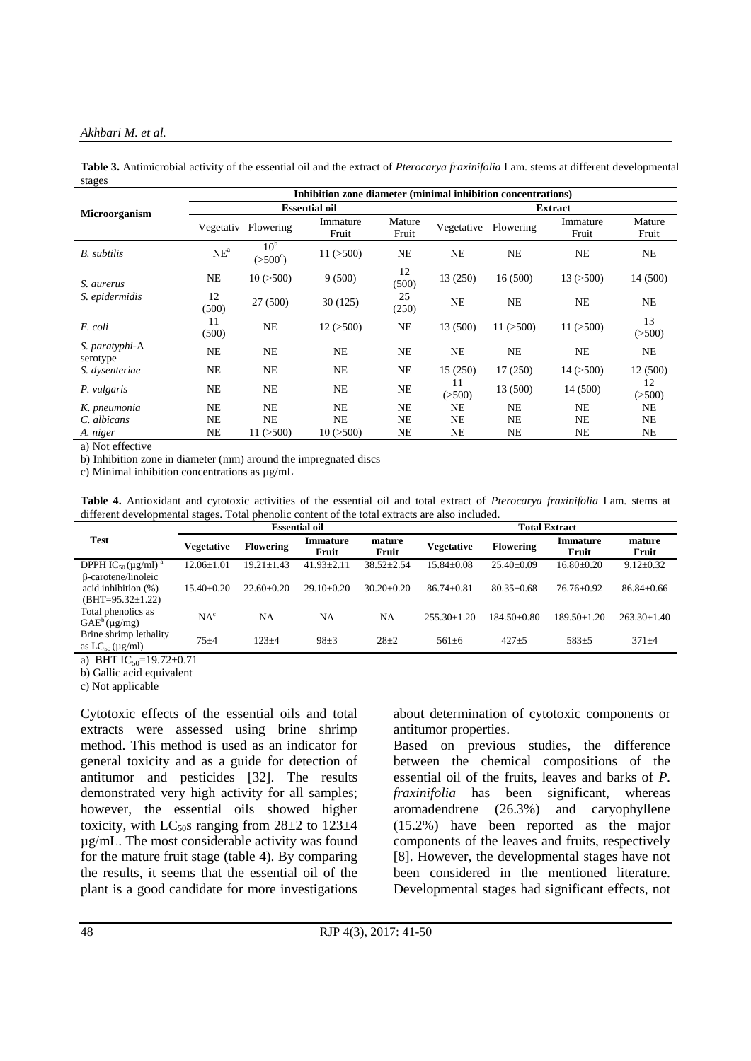**Table 3.** Antimicrobial activity of the essential oil and the extract of *Pterocarya fraxinifolia* Lam. stems at different developmental stages

| Microorganism | Inhibition zone diameter (minimal inhibition concentrations) | | | | | | | |
|---|---|---|---|---|---|---|---|---|
| | Essential oil | | | | Extract | | | |
| | Vegetativ | Flowering | Immature Fruit | Mature Fruit | Vegetative | Flowering | Immature Fruit | Mature Fruit |
| *B. subtilis* | NE[a] | 10[b] (>500[c]) | 11 (>500) | NE | NE | NE | NE | NE |
| *S. aurerus* | NE | 10 (>500) | 9 (500) | 12 (500) | 13 (250) | 16 (500) | 13 (>500) | 14 (500) |
| *S. epidermidis* | 12 (500) | 27 (500) | 30 (125) | 25 (250) | NE | NE | NE | NE |
| *E. coli* | 11 (500) | NE | 12 (>500) | NE | 13 (500) | 11 (>500) | 11 (>500) | 13 (>500) |
| *S. paratyphi*-A serotype | NE | NE | NE | NE | NE | NE | NE | NE |
| *S. dysenteriae* | NE | NE | NE | NE | 15 (250) | 17 (250) | 14 (>500) | 12 (500) |
| *P. vulgaris* | NE | NE | NE | NE | 11 (>500) | 13 (500) | 14 (500) | 12 (>500) |
| *K. pneumonia* | NE | NE | NE | NE | NE | NE | NE | NE |
| *C. albicans* | NE | NE | NE | NE | NE | NE | NE | NE |
| *A. niger* | NE | 11 (>500) | 10 (>500) | NE | NE | NE | NE | NE |

a) Not effective

b) Inhibition zone in diameter (mm) around the impregnated discs

c) Minimal inhibition concentrations as µg/mL

**Table 4.** Antioxidant and cytotoxic activities of the essential oil and total extract of *Pterocarya fraxinifolia* Lam. stems at different developmental stages. Total phenolic content of the total extracts are also included.

| Test | Essential oil | | | | Total Extract | | | |
|---|---|---|---|---|---|---|---|---|
| | **Vegetative** | **Flowering** | **Immature Fruit** | **mature Fruit** | **Vegetative** | **Flowering** | **Immature Fruit** | **mature Fruit** |
| DPPH $IC_{50}$ (µg/ml) [a] | 12.06±1.01 | 19.21±1.43 | 41.93±2.11 | 38.52±2.54 | 15.84±0.08 | 25.40±0.09 | 16.80±0.20 | 9.12±0.32 |
| β-carotene/linoleic acid inhibition (%) (BHT=95.32±1.22) | 15.40±0.20 | 22.60±0.20 | 29.10±0.20 | 30.20±0.20 | 86.74±0.81 | 80.35±0.68 | 76.76±0.92 | 86.84±0.66 |
| Total phenolics as GAE[b] (µg/mg) | NA[c] | NA | NA | NA | 255.30±1.20 | 184.50±0.80 | 189.50±1.20 | 263.30±1.40 |
| Brine shrimp lethality as $LC_{50}$ (µg/ml) | 75±4 | 123±4 | 98±3 | 28±2 | 561±6 | 427±5 | 583±5 | 371±4 |

a) BHT $IC_{50}$=19.72±0.71

b) Gallic acid equivalent

c) Not applicable

Cytotoxic effects of the essential oils and total extracts were assessed using brine shrimp method. This method is used as an indicator for general toxicity and as a guide for detection of antitumor and pesticides [32]. The results demonstrated very high activity for all samples; however, the essential oils showed higher toxicity, with $LC_{50}$s ranging from 28±2 to 123±4 µg/mL. The most considerable activity was found for the mature fruit stage (table 4). By comparing the results, it seems that the essential oil of the plant is a good candidate for more investigations about determination of cytotoxic components or antitumor properties.

Based on previous studies, the difference between the chemical compositions of the essential oil of the fruits, leaves and barks of *P. fraxinifolia* has been significant, whereas aromadendrene (26.3%) and caryophyllene (15.2%) have been reported as the major components of the leaves and fruits, respectively [8]. However, the developmental stages have not been considered in the mentioned literature. Developmental stages had significant effects, not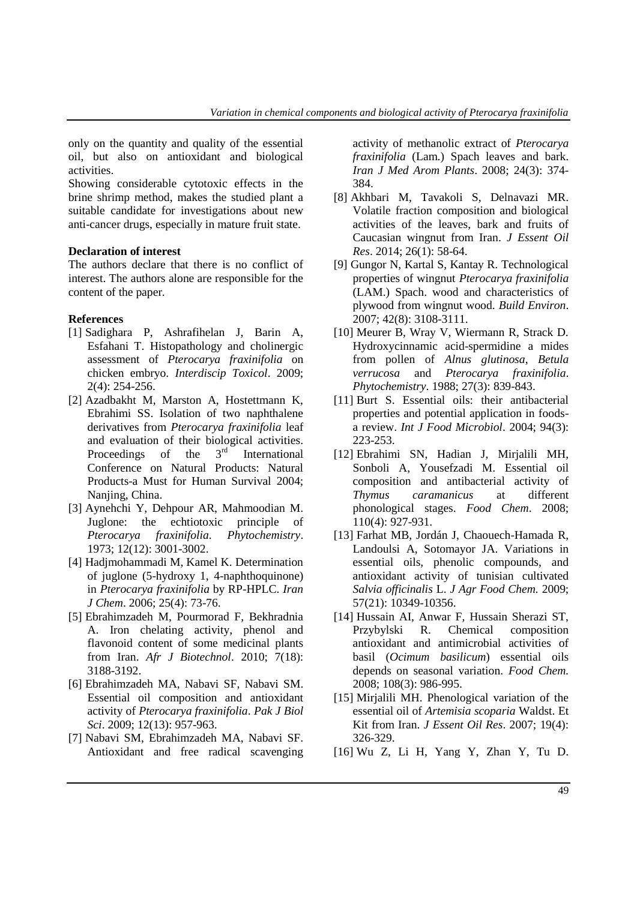only on the quantity and quality of the essential oil, but also on antioxidant and biological activities.

Showing considerable cytotoxic effects in the brine shrimp method, makes the studied plant a suitable candidate for investigations about new anti-cancer drugs, especially in mature fruit state.

**Declaration of interest**

The authors declare that there is no conflict of interest. The authors alone are responsible for the content of the paper.

**References**

[1] Sadighara P, Ashrafihelan J, Barin A, Esfahani T. Histopathology and cholinergic assessment of *Pterocarya fraxinifolia* on chicken embryo. *Interdiscip Toxicol*. 2009; 2(4): 254-256.

[2] Azadbakht M, Marston A, Hostettmann K, Ebrahimi SS. Isolation of two naphthalene derivatives from *Pterocarya fraxinifolia* leaf and evaluation of their biological activities. Proceedings of the 3rd International Conference on Natural Products: Natural Products-a Must for Human Survival 2004; Nanjing, China.

[3] Aynehchi Y, Dehpour AR, Mahmoodian M. Juglone: the echtiotoxic principle of *Pterocarya fraxinifolia*. *Phytochemistry*. 1973; 12(12): 3001-3002.

[4] Hadjmohammadi M, Kamel K. Determination of juglone (5-hydroxy 1, 4-naphthoquinone) in *Pterocarya fraxinifolia* by RP-HPLC. *Iran J Chem*. 2006; 25(4): 73-76.

[5] Ebrahimzadeh M, Pourmorad F, Bekhradnia A. Iron chelating activity, phenol and flavonoid content of some medicinal plants from Iran. *Afr J Biotechnol*. 2010; 7(18): 3188-3192.

[6] Ebrahimzadeh MA, Nabavi SF, Nabavi SM. Essential oil composition and antioxidant activity of *Pterocarya fraxinifolia*. *Pak J Biol Sci*. 2009; 12(13): 957-963.

[7] Nabavi SM, Ebrahimzadeh MA, Nabavi SF. Antioxidant and free radical scavenging activity of methanolic extract of *Pterocarya fraxinifolia* (Lam.) Spach leaves and bark. *Iran J Med Arom Plants*. 2008; 24(3): 374-384.

[8] Akhbari M, Tavakoli S, Delnavazi MR. Volatile fraction composition and biological activities of the leaves, bark and fruits of Caucasian wingnut from Iran. *J Essent Oil Res*. 2014; 26(1): 58-64.

[9] Gungor N, Kartal S, Kantay R. Technological properties of wingnut *Pterocarya fraxinifolia* (LAM.) Spach. wood and characteristics of plywood from wingnut wood. *Build Environ*. 2007; 42(8): 3108-3111.

[10] Meurer B, Wray V, Wiermann R, Strack D. Hydroxycinnamic acid-spermidine a mides from pollen of *Alnus glutinosa*, *Betula verrucosa* and *Pterocarya fraxinifolia*. *Phytochemistry*. 1988; 27(3): 839-843.

[11] Burt S. Essential oils: their antibacterial properties and potential application in foods-a review. *Int J Food Microbiol*. 2004; 94(3): 223-253.

[12] Ebrahimi SN, Hadian J, Mirjalili MH, Sonboli A, Yousefzadi M. Essential oil composition and antibacterial activity of *Thymus caramanicus* at different phonological stages. *Food Chem*. 2008; 110(4): 927-931.

[13] Farhat MB, Jordán J, Chaouech-Hamada R, Landoulsi A, Sotomayor JA. Variations in essential oils, phenolic compounds, and antioxidant activity of tunisian cultivated *Salvia officinalis* L. *J Agr Food Chem.* 2009; 57(21): 10349-10356.

[14] Hussain AI, Anwar F, Hussain Sherazi ST, Przybylski R. Chemical composition antioxidant and antimicrobial activities of basil (*Ocimum basilicum*) essential oils depends on seasonal variation. *Food Chem.* 2008; 108(3): 986-995.

[15] Mirjalili MH. Phenological variation of the essential oil of *Artemisia scoparia* Waldst. Et Kit from Iran. *J Essent Oil Res*. 2007; 19(4): 326-329.

[16] Wu Z, Li H, Yang Y, Zhan Y, Tu D.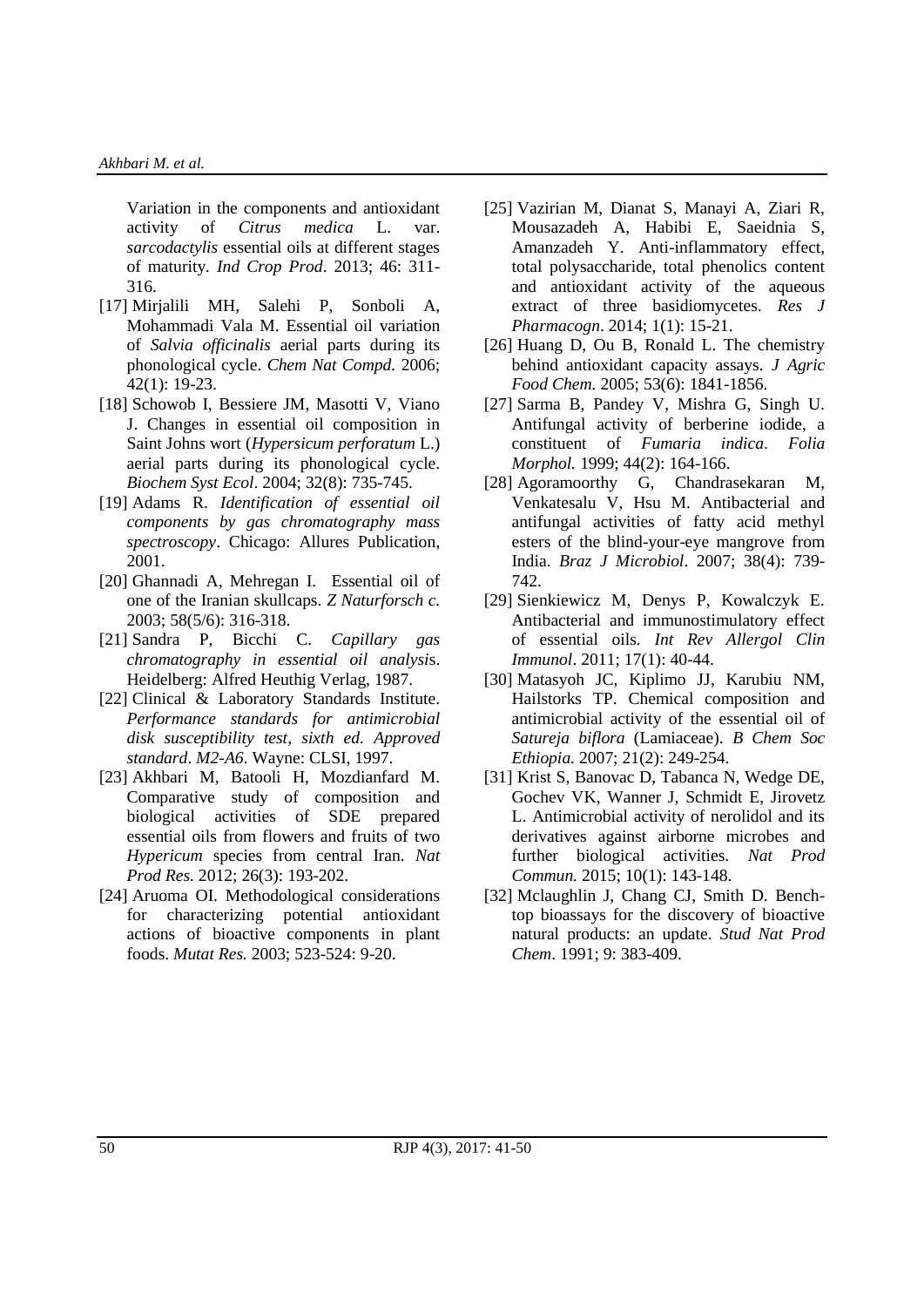Variation in the components and antioxidant activity of *Citrus medica* L. var. *sarcodactylis* essential oils at different stages of maturity. *Ind Crop Prod*. 2013; 46: 311-316.

[17] Mirjalili MH, Salehi P, Sonboli A, Mohammadi Vala M. Essential oil variation of *Salvia officinalis* aerial parts during its phonological cycle. *Chem Nat Compd.* 2006; 42(1): 19-23.

[18] Schowob I, Bessiere JM, Masotti V, Viano J. Changes in essential oil composition in Saint Johns wort (*Hypersicum perforatum* L.) aerial parts during its phonological cycle. *Biochem Syst Ecol*. 2004; 32(8): 735-745.

[19] Adams R. *Identification of essential oil components by gas chromatography mass spectroscopy*. Chicago: Allures Publication, 2001.

[20] Ghannadi A, Mehregan I. Essential oil of one of the Iranian skullcaps. *Z Naturforsch c.* 2003; 58(5/6): 316-318.

[21] Sandra P, Bicchi C. *Capillary gas chromatography in essential oil analysis*. Heidelberg: Alfred Heuthig Verlag, 1987.

[22] Clinical & Laboratory Standards Institute. *Performance standards for antimicrobial disk susceptibility test, sixth ed. Approved standard*. *M2-A6*. Wayne: CLSI, 1997.

[23] Akhbari M, Batooli H, Mozdianfard M. Comparative study of composition and biological activities of SDE prepared essential oils from flowers and fruits of two *Hypericum* species from central Iran. *Nat Prod Res.* 2012; 26(3): 193-202.

[24] Aruoma OI. Methodological considerations for characterizing potential antioxidant actions of bioactive components in plant foods. *Mutat Res.* 2003; 523-524: 9-20.

[25] Vazirian M, Dianat S, Manayi A, Ziari R, Mousazadeh A, Habibi E, Saeidnia S, Amanzadeh Y. Anti-inflammatory effect, total polysaccharide, total phenolics content and antioxidant activity of the aqueous extract of three basidiomycetes. *Res J Pharmacogn*. 2014; 1(1): 15-21.

[26] Huang D, Ou B, Ronald L. The chemistry behind antioxidant capacity assays. *J Agric Food Chem.* 2005; 53(6): 1841-1856.

[27] Sarma B, Pandey V, Mishra G, Singh U. Antifungal activity of berberine iodide, a constituent of *Fumaria indica*. *Folia Morphol.* 1999; 44(2): 164-166.

[28] Agoramoorthy G, Chandrasekaran M, Venkatesalu V, Hsu M. Antibacterial and antifungal activities of fatty acid methyl esters of the blind-your-eye mangrove from India. *Braz J Microbiol*. 2007; 38(4): 739-742.

[29] Sienkiewicz M, Denys P, Kowalczyk E. Antibacterial and immunostimulatory effect of essential oils. *Int Rev Allergol Clin Immunol*. 2011; 17(1): 40-44.

[30] Matasyoh JC, Kiplimo JJ, Karubiu NM, Hailstorks TP. Chemical composition and antimicrobial activity of the essential oil of *Satureja biflora* (Lamiaceae). *B Chem Soc Ethiopia.* 2007; 21(2): 249-254.

[31] Krist S, Banovac D, Tabanca N, Wedge DE, Gochev VK, Wanner J, Schmidt E, Jirovetz L. Antimicrobial activity of nerolidol and its derivatives against airborne microbes and further biological activities. *Nat Prod Commun.* 2015; 10(1): 143-148.

[32] Mclaughlin J, Chang CJ, Smith D. Bench-top bioassays for the discovery of bioactive natural products: an update. *Stud Nat Prod Chem*. 1991; 9: 383-409.